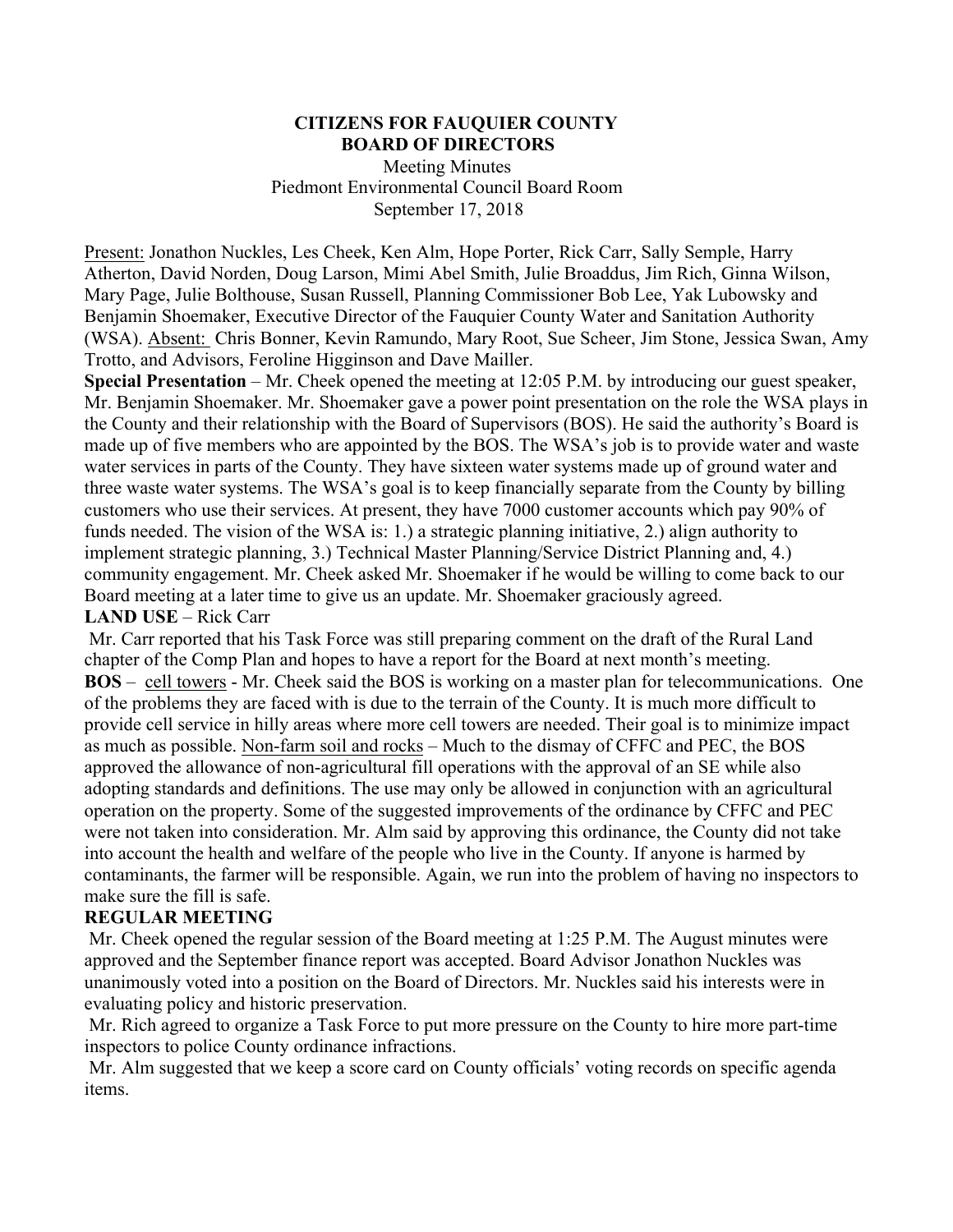**CITIZENS FOR FAUQUIER COUNTY**
**BOARD OF DIRECTORS**

Meeting Minutes
Piedmont Environmental Council Board Room
September 17, 2018

Present: Jonathon Nuckles, Les Cheek, Ken Alm, Hope Porter, Rick Carr, Sally Semple, Harry Atherton, David Norden, Doug Larson, Mimi Abel Smith, Julie Broaddus, Jim Rich, Ginna Wilson, Mary Page, Julie Bolthouse, Susan Russell, Planning Commissioner Bob Lee, Yak Lubowsky and Benjamin Shoemaker, Executive Director of the Fauquier County Water and Sanitation Authority (WSA). Absent: Chris Bonner, Kevin Ramundo, Mary Root, Sue Scheer, Jim Stone, Jessica Swan, Amy Trotto, and Advisors, Feroline Higginson and Dave Mailler.

**Special Presentation** – Mr. Cheek opened the meeting at 12:05 P.M. by introducing our guest speaker, Mr. Benjamin Shoemaker. Mr. Shoemaker gave a power point presentation on the role the WSA plays in the County and their relationship with the Board of Supervisors (BOS). He said the authority's Board is made up of five members who are appointed by the BOS. The WSA's job is to provide water and waste water services in parts of the County. They have sixteen water systems made up of ground water and three waste water systems. The WSA's goal is to keep financially separate from the County by billing customers who use their services. At present, they have 7000 customer accounts which pay 90% of funds needed. The vision of the WSA is: 1.) a strategic planning initiative, 2.) align authority to implement strategic planning, 3.) Technical Master Planning/Service District Planning and, 4.) community engagement. Mr. Cheek asked Mr. Shoemaker if he would be willing to come back to our Board meeting at a later time to give us an update. Mr. Shoemaker graciously agreed.

**LAND USE** – Rick Carr

Mr. Carr reported that his Task Force was still preparing comment on the draft of the Rural Land chapter of the Comp Plan and hopes to have a report for the Board at next month's meeting.

**BOS** – cell towers - Mr. Cheek said the BOS is working on a master plan for telecommunications. One of the problems they are faced with is due to the terrain of the County. It is much more difficult to provide cell service in hilly areas where more cell towers are needed. Their goal is to minimize impact as much as possible. Non-farm soil and rocks – Much to the dismay of CFFC and PEC, the BOS approved the allowance of non-agricultural fill operations with the approval of an SE while also adopting standards and definitions. The use may only be allowed in conjunction with an agricultural operation on the property. Some of the suggested improvements of the ordinance by CFFC and PEC were not taken into consideration. Mr. Alm said by approving this ordinance, the County did not take into account the health and welfare of the people who live in the County. If anyone is harmed by contaminants, the farmer will be responsible. Again, we run into the problem of having no inspectors to make sure the fill is safe.

**REGULAR MEETING**

Mr. Cheek opened the regular session of the Board meeting at 1:25 P.M. The August minutes were approved and the September finance report was accepted. Board Advisor Jonathon Nuckles was unanimously voted into a position on the Board of Directors. Mr. Nuckles said his interests were in evaluating policy and historic preservation.

Mr. Rich agreed to organize a Task Force to put more pressure on the County to hire more part-time inspectors to police County ordinance infractions.

Mr. Alm suggested that we keep a score card on County officials' voting records on specific agenda items.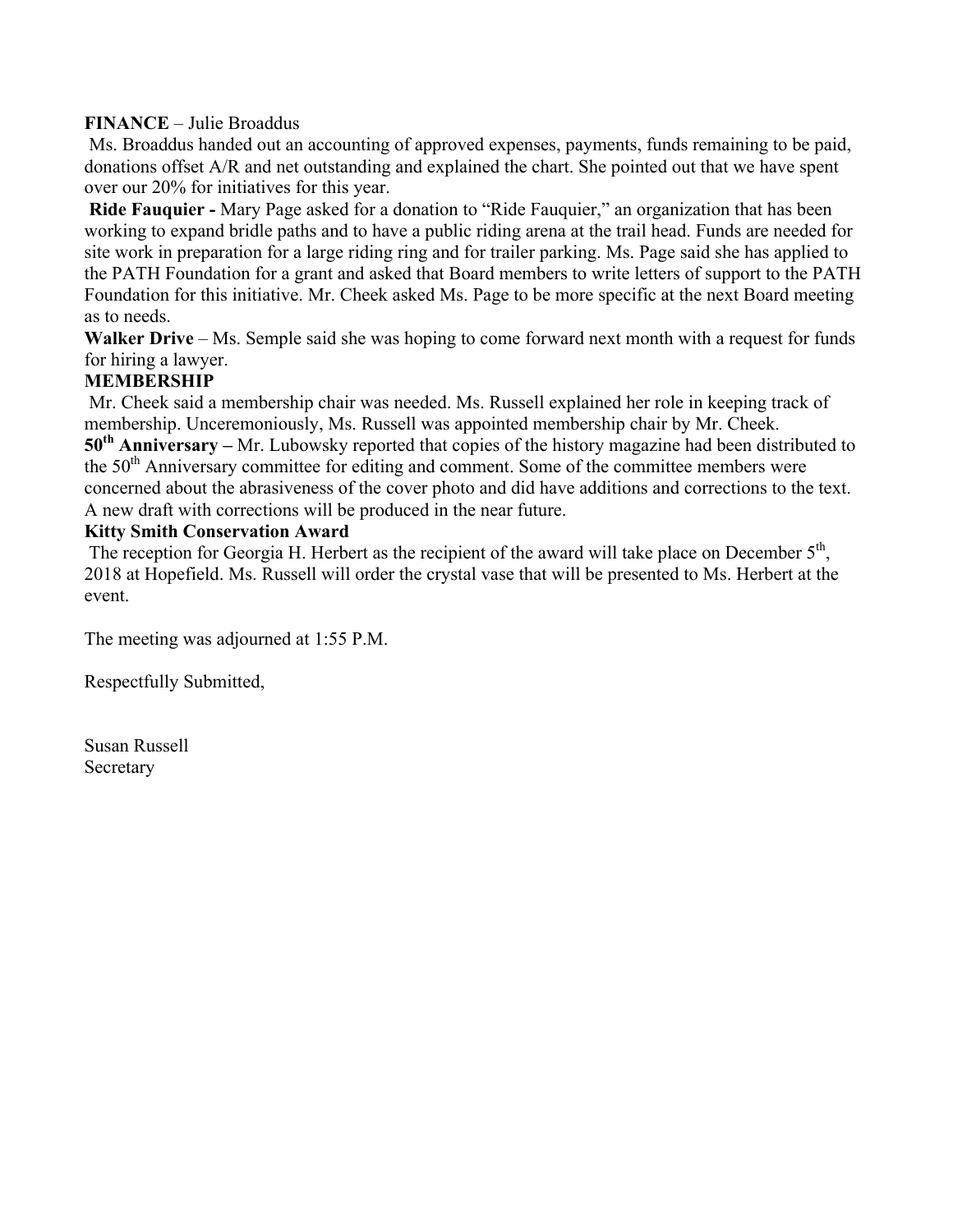**FINANCE** – Julie Broaddus

Ms. Broaddus handed out an accounting of approved expenses, payments, funds remaining to be paid, donations offset A/R and net outstanding and explained the chart. She pointed out that we have spent over our 20% for initiatives for this year.

**Ride Fauquier -** Mary Page asked for a donation to "Ride Fauquier," an organization that has been working to expand bridle paths and to have a public riding arena at the trail head. Funds are needed for site work in preparation for a large riding ring and for trailer parking. Ms. Page said she has applied to the PATH Foundation for a grant and asked that Board members to write letters of support to the PATH Foundation for this initiative. Mr. Cheek asked Ms. Page to be more specific at the next Board meeting as to needs.

**Walker Drive** – Ms. Semple said she was hoping to come forward next month with a request for funds for hiring a lawyer.

**MEMBERSHIP**

Mr. Cheek said a membership chair was needed. Ms. Russell explained her role in keeping track of membership. Unceremoniously, Ms. Russell was appointed membership chair by Mr. Cheek.

**50th Anniversary –** Mr. Lubowsky reported that copies of the history magazine had been distributed to the 50th Anniversary committee for editing and comment. Some of the committee members were concerned about the abrasiveness of the cover photo and did have additions and corrections to the text. A new draft with corrections will be produced in the near future.

**Kitty Smith Conservation Award**

The reception for Georgia H. Herbert as the recipient of the award will take place on December 5th, 2018 at Hopefield. Ms. Russell will order the crystal vase that will be presented to Ms. Herbert at the event.

The meeting was adjourned at 1:55 P.M.

Respectfully Submitted,

Susan Russell
Secretary